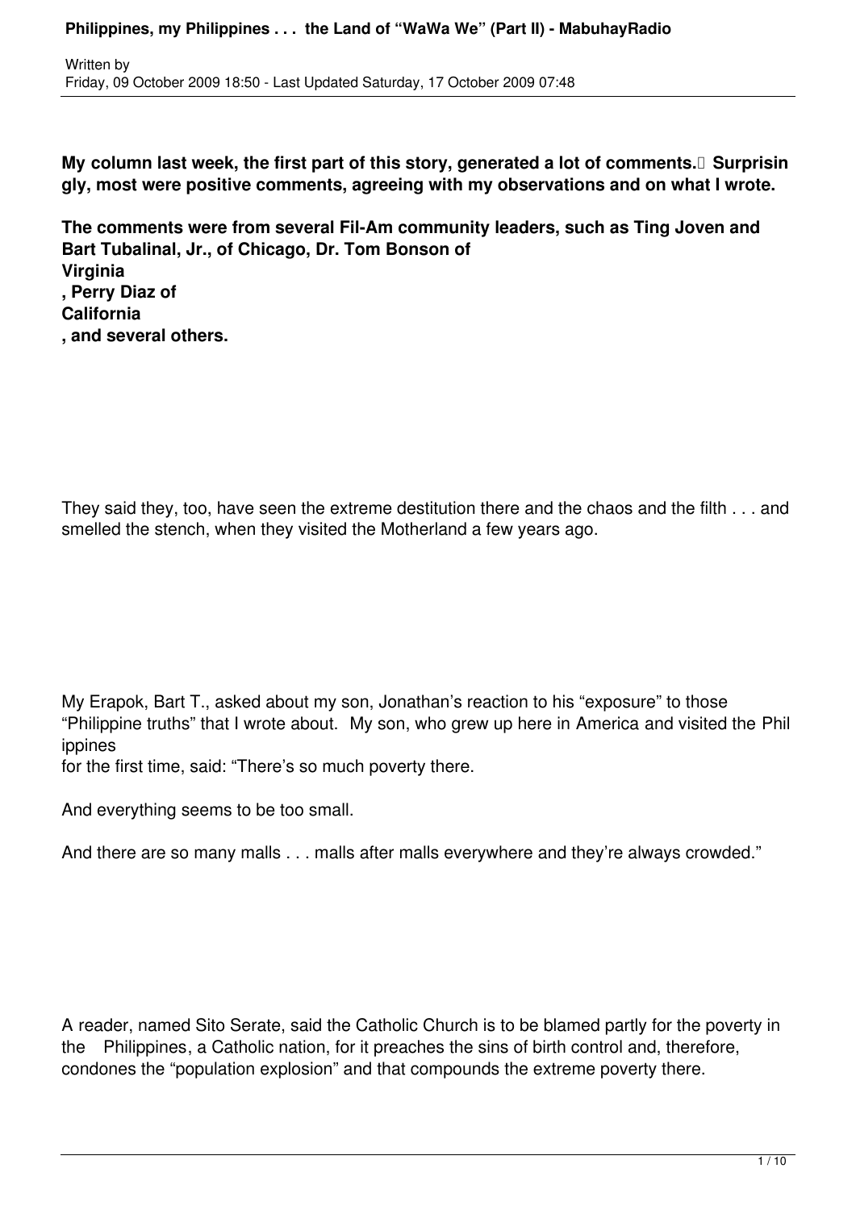# Philippines, my Philippines . . . the Land of "WaWa We" (Part II) - MabuhayRadio

Written by
Friday, 09 October 2009 18:50 - Last Updated Saturday, 17 October 2009 07:48

**My column last week, the first part of this story, generated a lot of comments. Surprisingly, most were positive comments, agreeing with my observations and on what I wrote.**

**The comments were from several Fil-Am community leaders, such as Ting Joven and Bart Tubalinal, Jr., of Chicago, Dr. Tom Bonson of Virginia, Perry Diaz of California, and several others.**

They said they, too, have seen the extreme destitution there and the chaos and the filth . . . and smelled the stench, when they visited the Motherland a few years ago.

My Erapok, Bart T., asked about my son, Jonathan's reaction to his "exposure" to those "Philippine truths" that I wrote about. My son, who grew up here in America and visited the Philippines for the first time, said: "There's so much poverty there.

And everything seems to be too small.

And there are so many malls . . . malls after malls everywhere and they're always crowded."

A reader, named Sito Serate, said the Catholic Church is to be blamed partly for the poverty in the Philippines, a Catholic nation, for it preaches the sins of birth control and, therefore, condones the "population explosion" and that compounds the extreme poverty there.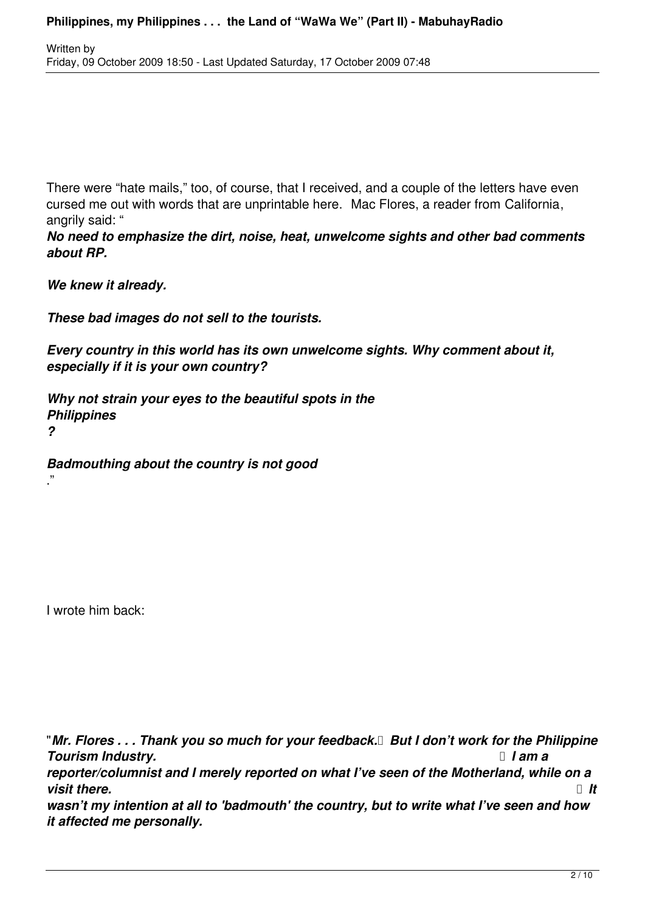There were "hate mails," too, of course, that I received, and a couple of the letters have even cursed me out with words that are unprintable here. Mac Flores, a reader from California, angrily said: "

***No need to emphasize the dirt, noise, heat, unwelcome sights and other bad comments about RP.***

***We knew it already.***

***These bad images do not sell to the tourists.***

***Every country in this world has its own unwelcome sights. Why comment about it, especially if it is your own country?***

***Why not strain your eyes to the beautiful spots in the Philippines?***

***Badmouthing about the country is not good***."

I wrote him back:

"***Mr. Flores . . . Thank you so much for your feedback. But I don't work for the Philippine Tourism Industry. I am a reporter/columnist and I merely reported on what I've seen of the Motherland, while on a visit there. It wasn't my intention at all to 'badmouth' the country, but to write what I've seen and how it affected me personally.***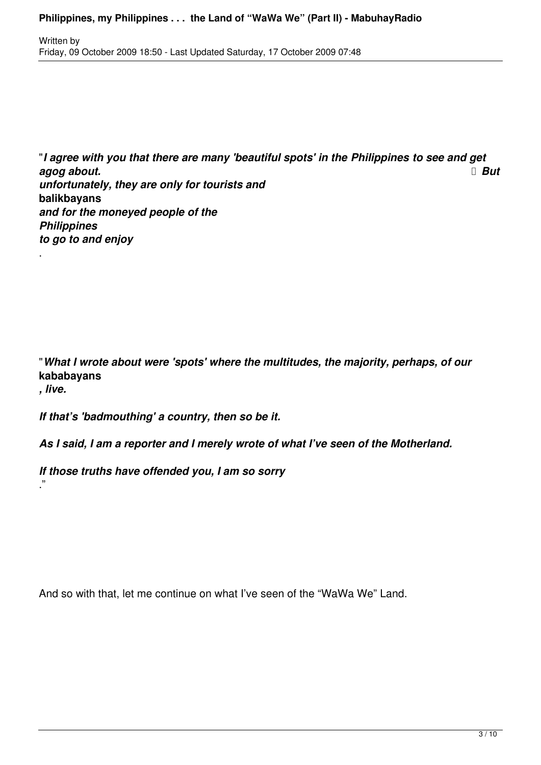"***I agree with you that there are many 'beautiful spots' in the Philippines to see and get agog about. But unfortunately, they are only for tourists and*** **balikbayans** ***and for the moneyed people of the Philippines to go to and enjoy***.

"***What I wrote about were 'spots' where the multitudes, the majority, perhaps, of our*** **kababayans*****, live.***

***If that's 'badmouthing' a country, then so be it.***

***As I said, I am a reporter and I merely wrote of what I've seen of the Motherland.***

***If those truths have offended you, I am so sorry***."

And so with that, let me continue on what I've seen of the "WaWa We" Land.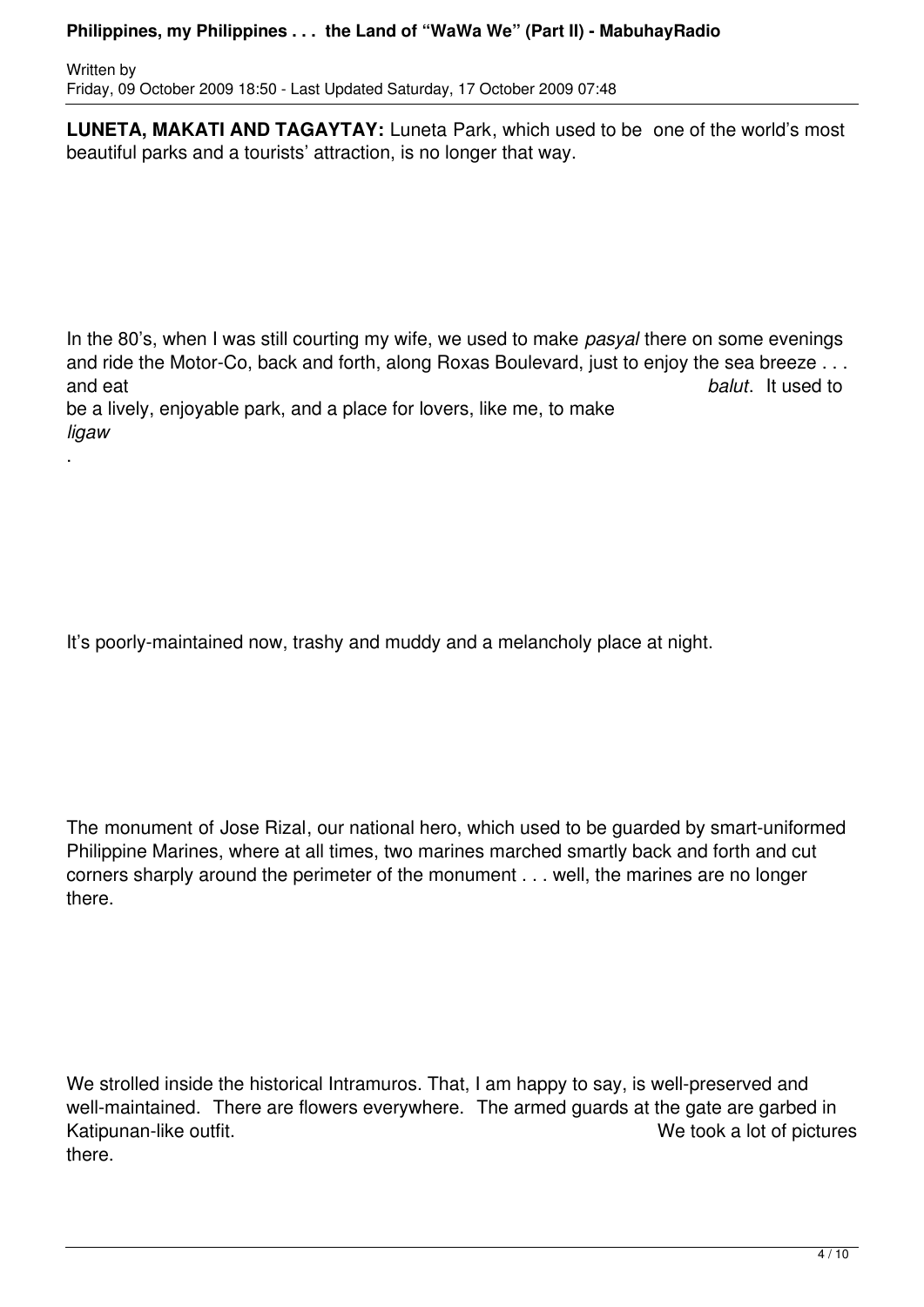**LUNETA, MAKATI AND TAGAYTAY:** Luneta Park, which used to be one of the world's most beautiful parks and a tourists' attraction, is no longer that way.

In the 80's, when I was still courting my wife, we used to make *pasyal* there on some evenings and ride the Motor-Co, back and forth, along Roxas Boulevard, just to enjoy the sea breeze . . . and eat *balut*. It used to be a lively, enjoyable park, and a place for lovers, like me, to make *ligaw*.

It's poorly-maintained now, trashy and muddy and a melancholy place at night.

The monument of Jose Rizal, our national hero, which used to be guarded by smart-uniformed Philippine Marines, where at all times, two marines marched smartly back and forth and cut corners sharply around the perimeter of the monument . . . well, the marines are no longer there.

We strolled inside the historical Intramuros. That, I am happy to say, is well-preserved and well-maintained. There are flowers everywhere. The armed guards at the gate are garbed in Katipunan-like outfit. We took a lot of pictures there.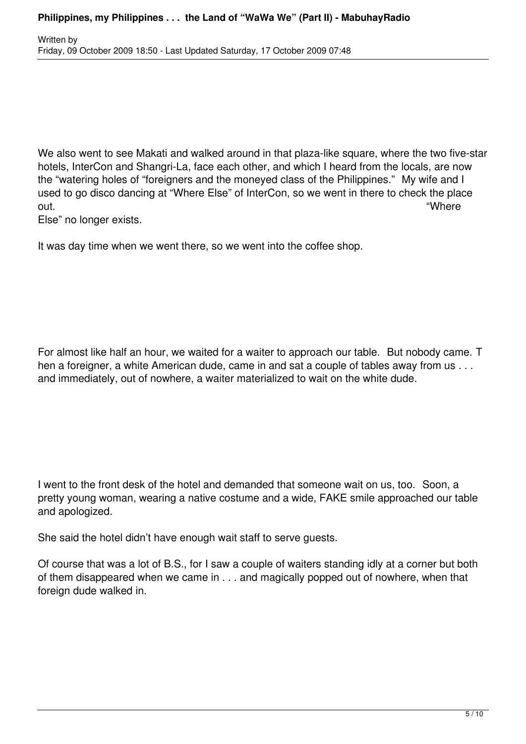We also went to see Makati and walked around in that plaza-like square, where the two five-star hotels, InterCon and Shangri-La, face each other, and which I heard from the locals, are now the "watering holes of "foreigners and the moneyed class of the Philippines." My wife and I used to go disco dancing at "Where Else" of InterCon, so we went in there to check the place out. "Where Else" no longer exists.

It was day time when we went there, so we went into the coffee shop.

For almost like half an hour, we waited for a waiter to approach our table. But nobody came. Then a foreigner, a white American dude, came in and sat a couple of tables away from us . . . and immediately, out of nowhere, a waiter materialized to wait on the white dude.

I went to the front desk of the hotel and demanded that someone wait on us, too. Soon, a pretty young woman, wearing a native costume and a wide, FAKE smile approached our table and apologized.

She said the hotel didn't have enough wait staff to serve guests.

Of course that was a lot of B.S., for I saw a couple of waiters standing idly at a corner but both of them disappeared when we came in . . . and magically popped out of nowhere, when that foreign dude walked in.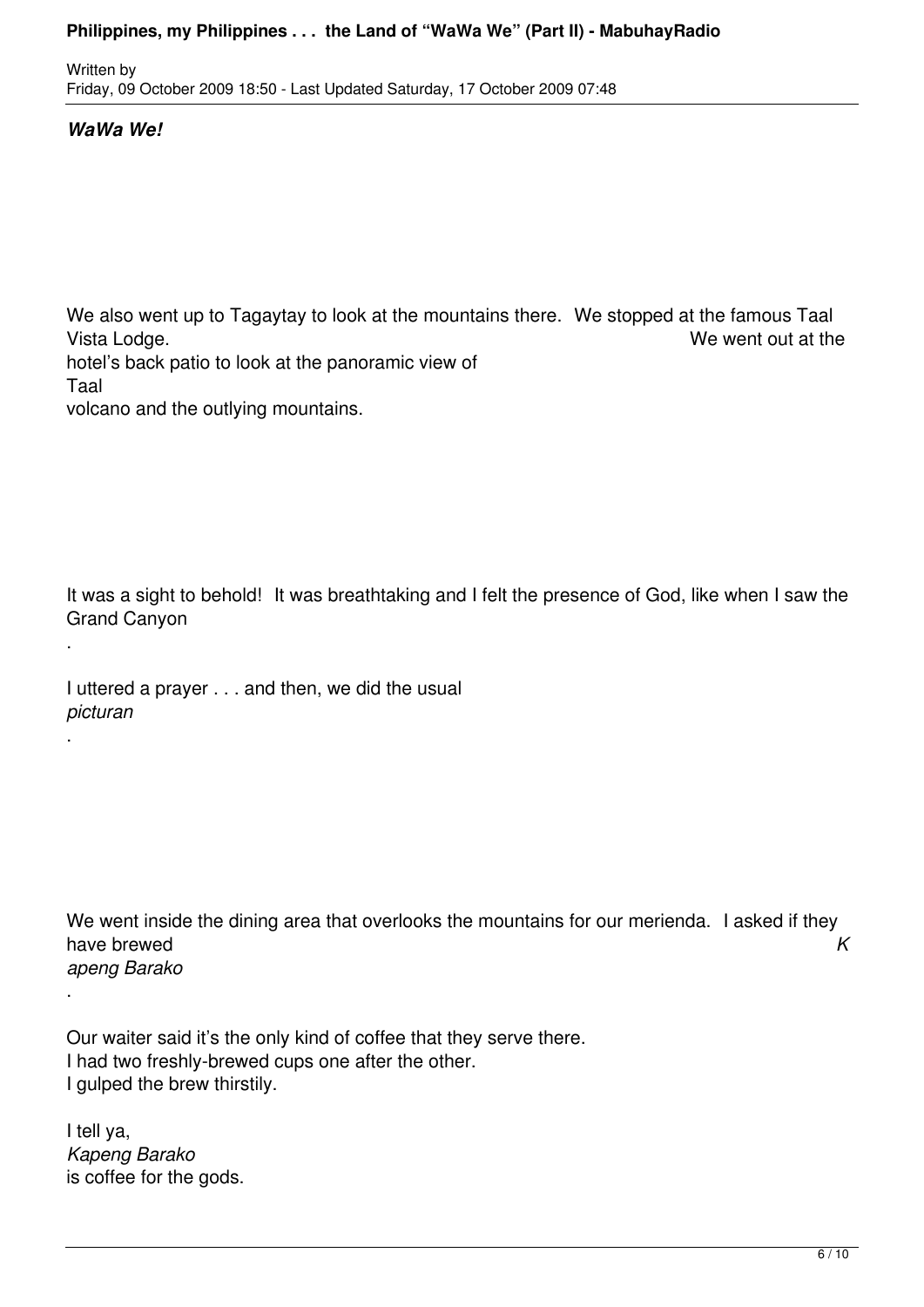***WaWa We!***

We also went up to Tagaytay to look at the mountains there. We stopped at the famous Taal Vista Lodge. We went out at the hotel's back patio to look at the panoramic view of Taal volcano and the outlying mountains.

It was a sight to behold! It was breathtaking and I felt the presence of God, like when I saw the Grand Canyon.

I uttered a prayer . . . and then, we did the usual *picturan*.

We went inside the dining area that overlooks the mountains for our merienda. I asked if they have brewed *Kapeng Barako*.

Our waiter said it's the only kind of coffee that they serve there.
I had two freshly-brewed cups one after the other.
I gulped the brew thirstily.

I tell ya, *Kapeng Barako* is coffee for the gods.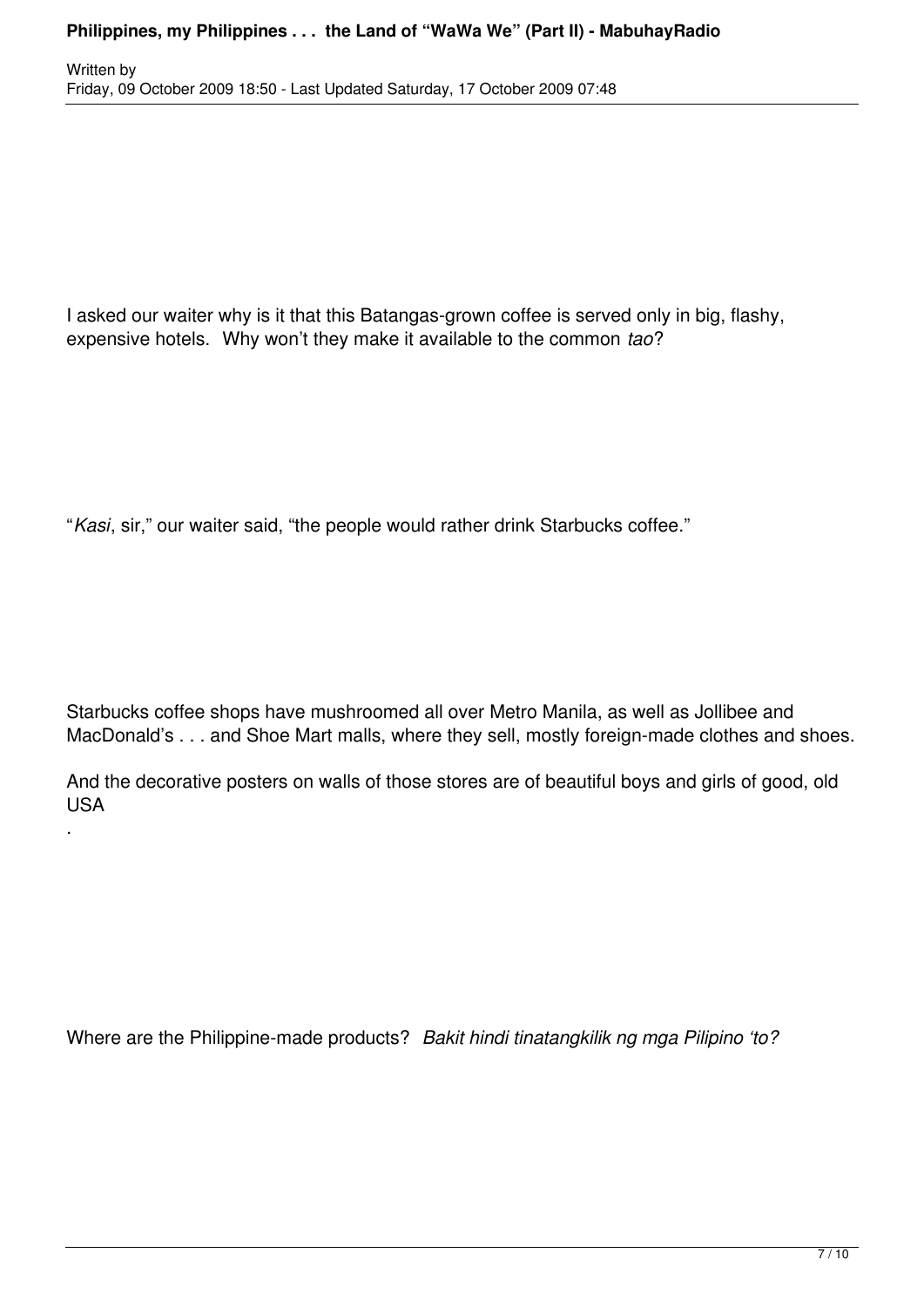I asked our waiter why is it that this Batangas-grown coffee is served only in big, flashy, expensive hotels. Why won't they make it available to the common *tao*?

"*Kasi*, sir," our waiter said, "the people would rather drink Starbucks coffee."

Starbucks coffee shops have mushroomed all over Metro Manila, as well as Jollibee and MacDonald's . . . and Shoe Mart malls, where they sell, mostly foreign-made clothes and shoes.

And the decorative posters on walls of those stores are of beautiful boys and girls of good, old USA
.

Where are the Philippine-made products? *Bakit hindi tinatangkilik ng mga Pilipino 'to?*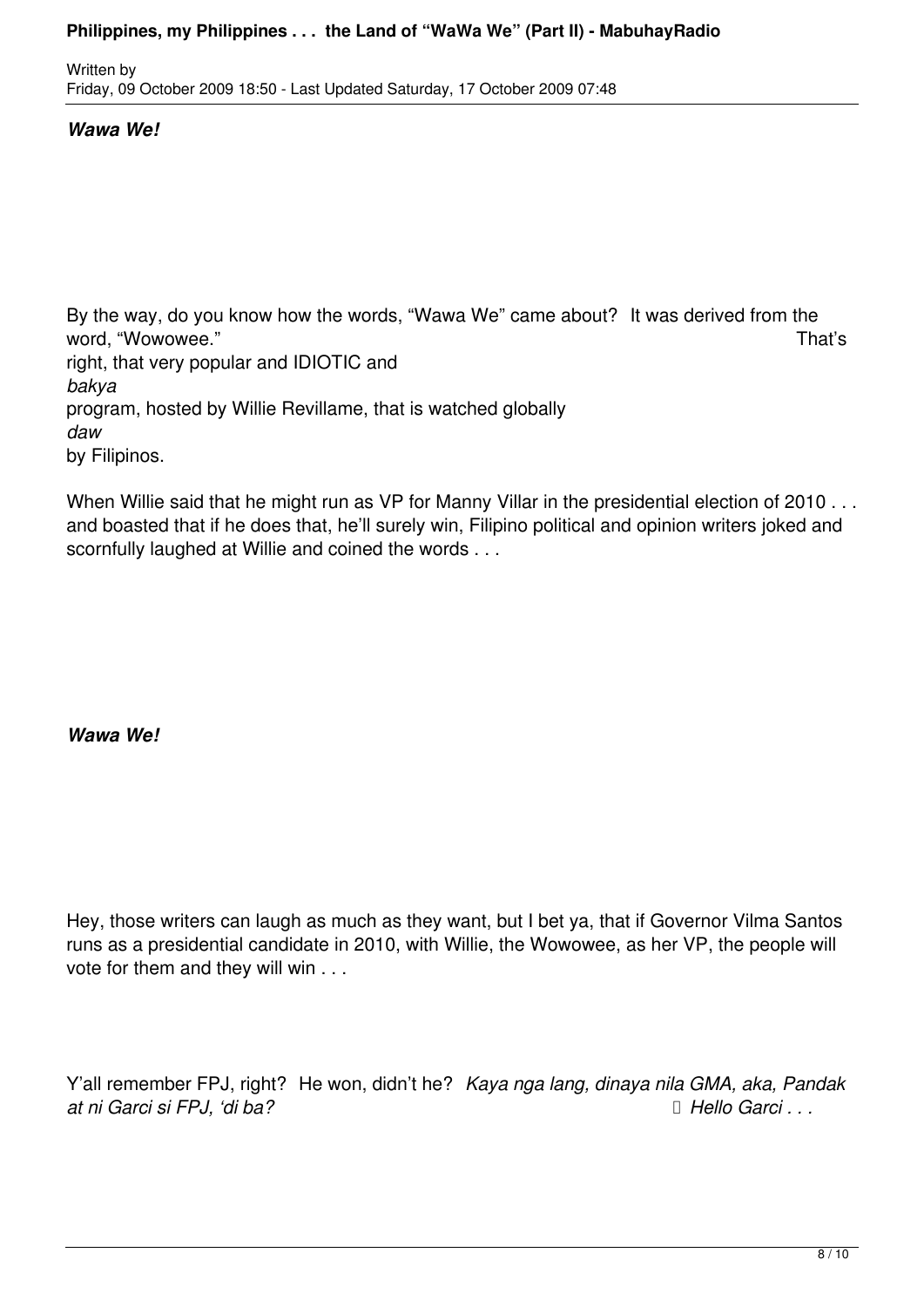***Wawa We!***

By the way, do you know how the words, "Wawa We" came about? It was derived from the word, "Wowowee." That's right, that very popular and IDIOTIC and *bakya* program, hosted by Willie Revillame, that is watched globally *daw* by Filipinos.

When Willie said that he might run as VP for Manny Villar in the presidential election of 2010 . . . and boasted that if he does that, he'll surely win, Filipino political and opinion writers joked and scornfully laughed at Willie and coined the words . . .

***Wawa We!***

Hey, those writers can laugh as much as they want, but I bet ya, that if Governor Vilma Santos runs as a presidential candidate in 2010, with Willie, the Wowowee, as her VP, the people will vote for them and they will win . . .

Y'all remember FPJ, right? He won, didn't he? *Kaya nga lang, dinaya nila GMA, aka, Pandak at ni Garci si FPJ, 'di ba?* *Hello Garci . . .*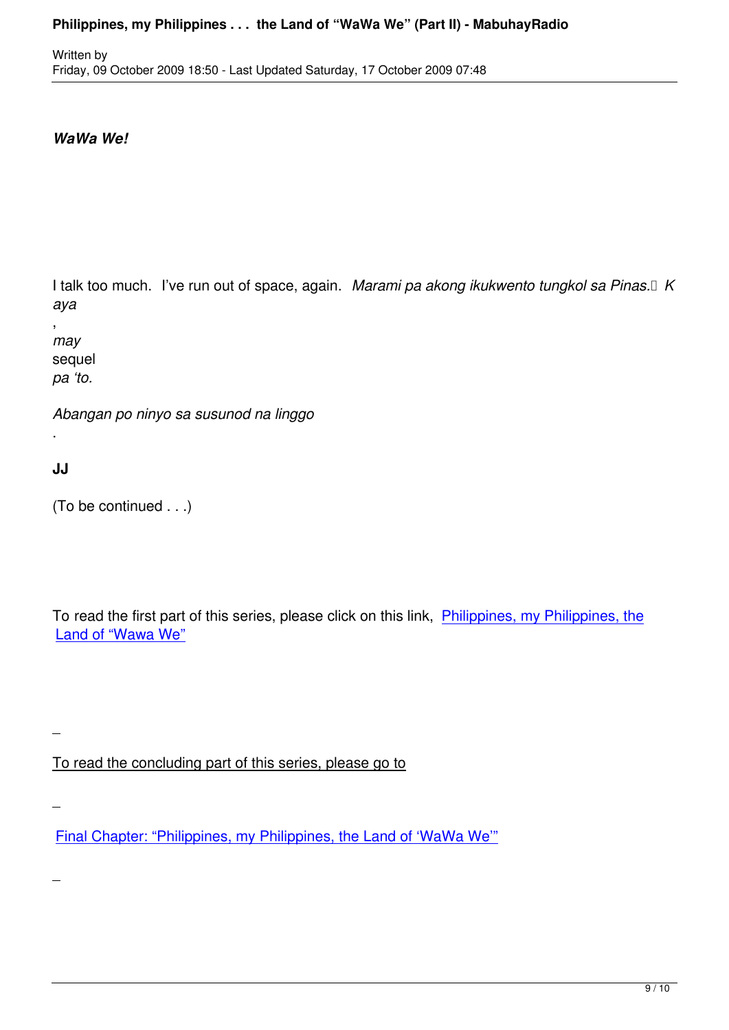***WaWa We!***

I talk too much. I've run out of space, again. *Marami pa akong ikukwento tungkol sa Pinas. Kaya, may* sequel *pa 'to.*

*Abangan po ninyo sa susunod na linggo*.

**JJ**

(To be continued . . .)

To read the first part of this series, please click on this link, Philippines, my Philippines, the Land of "Wawa We"

To read the concluding part of this series, please go to

Final Chapter: "Philippines, my Philippines, the Land of 'WaWa We'"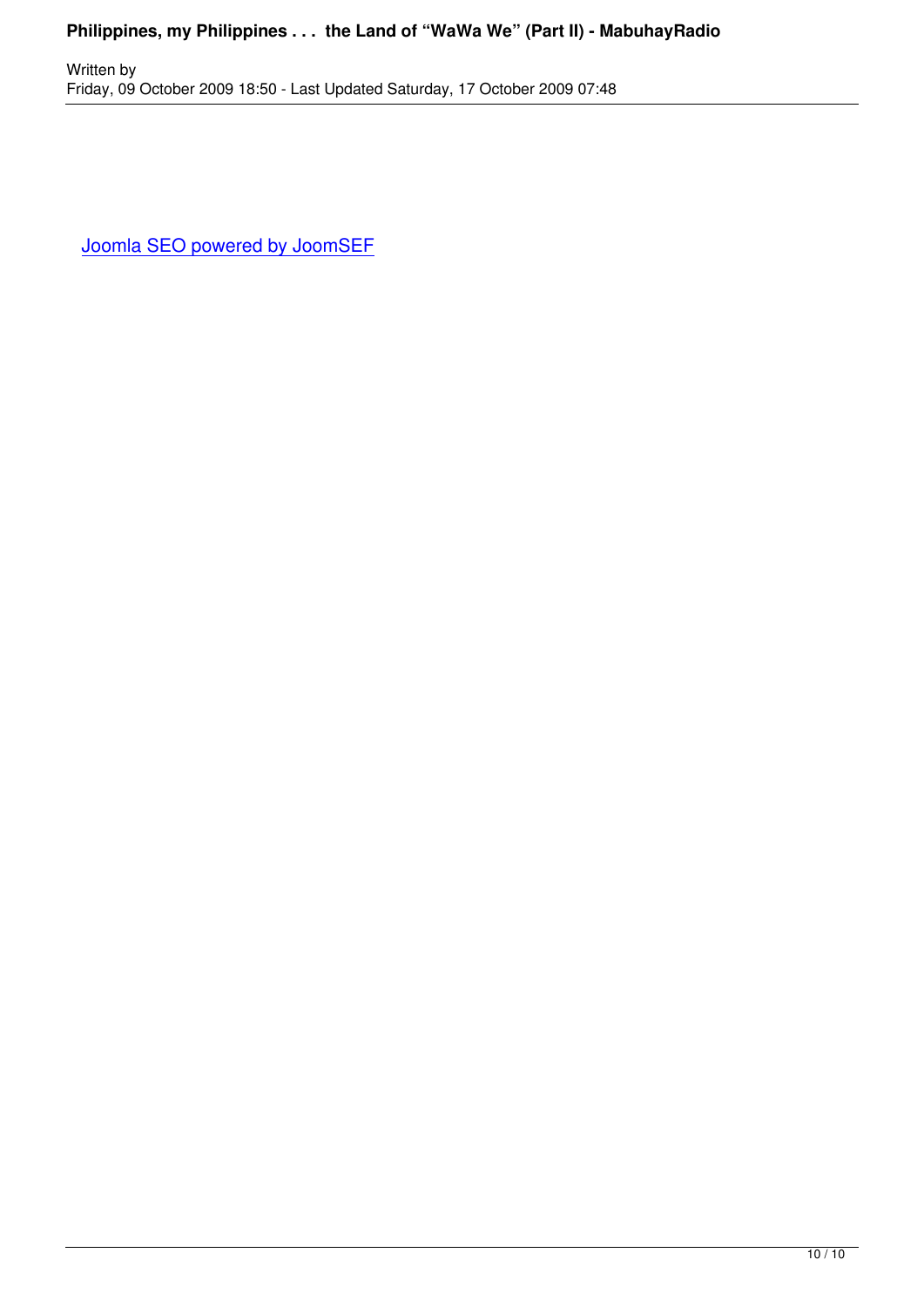[Joomla SEO powered by JoomSEF]